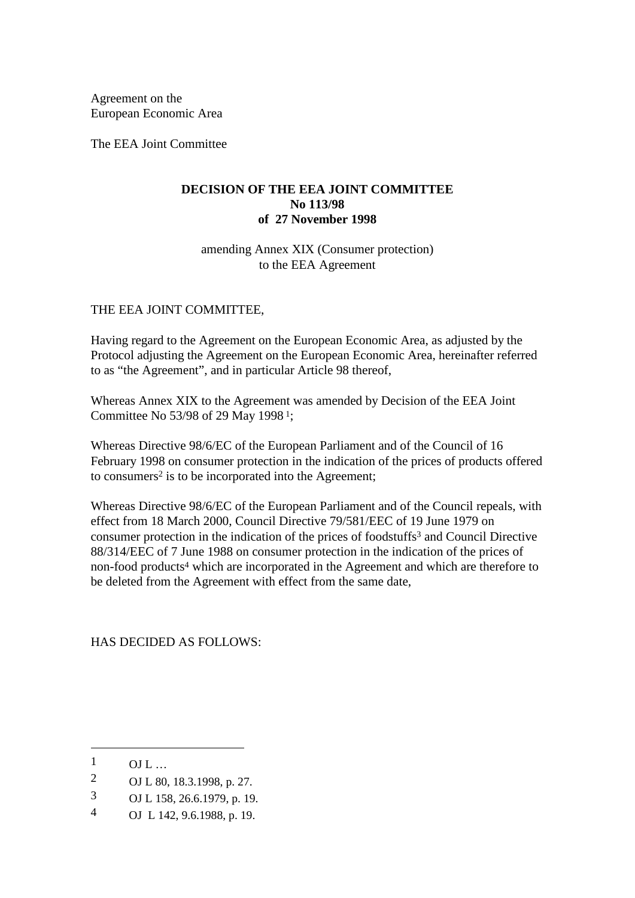Agreement on the
European Economic Area

The EEA Joint Committee

**DECISION OF THE EEA JOINT COMMITTEE**
**No 113/98**
**of 27 November 1998**

amending Annex XIX (Consumer protection)
to the EEA Agreement

THE EEA JOINT COMMITTEE,

Having regard to the Agreement on the European Economic Area, as adjusted by the Protocol adjusting the Agreement on the European Economic Area, hereinafter referred to as "the Agreement", and in particular Article 98 thereof,

Whereas Annex XIX to the Agreement was amended by Decision of the EEA Joint Committee No 53/98 of 29 May 1998 [1];

Whereas Directive 98/6/EC of the European Parliament and of the Council of 16 February 1998 on consumer protection in the indication of the prices of products offered to consumers[2] is to be incorporated into the Agreement;

Whereas Directive 98/6/EC of the European Parliament and of the Council repeals, with effect from 18 March 2000, Council Directive 79/581/EEC of 19 June 1979 on consumer protection in the indication of the prices of foodstuffs[3] and Council Directive 88/314/EEC of 7 June 1988 on consumer protection in the indication of the prices of non-food products[4] which are incorporated in the Agreement and which are therefore to be deleted from the Agreement with effect from the same date,

HAS DECIDED AS FOLLOWS:

---

1 OJ L …

2 OJ L 80, 18.3.1998, p. 27.

3 OJ L 158, 26.6.1979, p. 19.

4 OJ L 142, 9.6.1988, p. 19.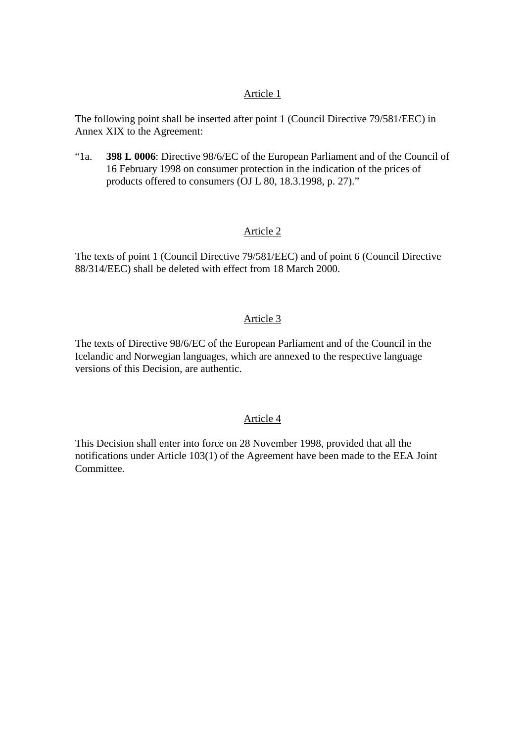Article 1

The following point shall be inserted after point 1 (Council Directive 79/581/EEC) in Annex XIX to the Agreement:

“1a. **398 L 0006**: Directive 98/6/EC of the European Parliament and of the Council of 16 February 1998 on consumer protection in the indication of the prices of products offered to consumers (OJ L 80, 18.3.1998, p. 27).”

Article 2

The texts of point 1 (Council Directive 79/581/EEC) and of point 6 (Council Directive 88/314/EEC) shall be deleted with effect from 18 March 2000.

Article 3

The texts of Directive 98/6/EC of the European Parliament and of the Council in the Icelandic and Norwegian languages, which are annexed to the respective language versions of this Decision, are authentic.

Article 4

This Decision shall enter into force on 28 November 1998, provided that all the notifications under Article 103(1) of the Agreement have been made to the EEA Joint Committee.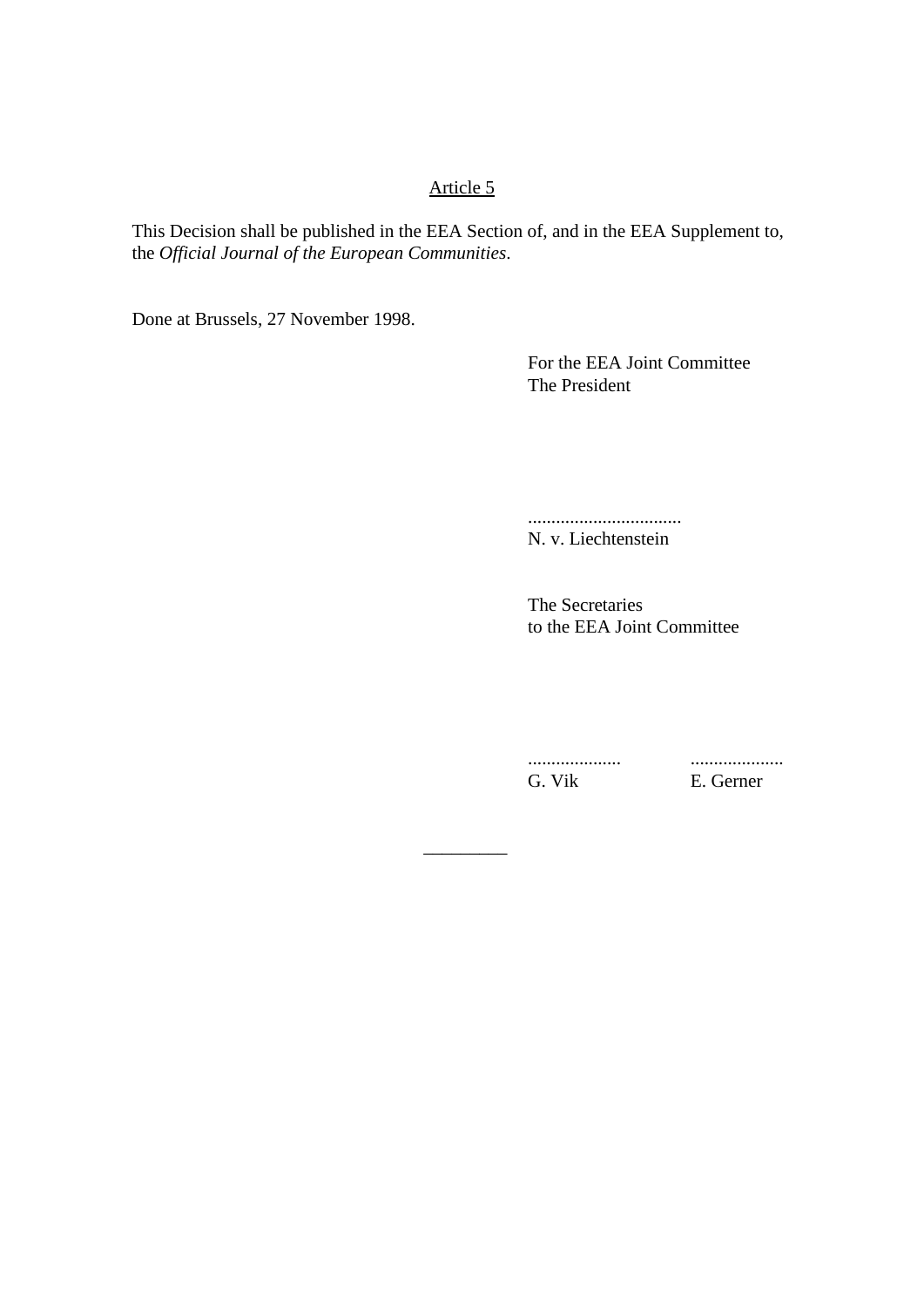Article 5

This Decision shall be published in the EEA Section of, and in the EEA Supplement to, the *Official Journal of the European Communities*.

Done at Brussels, 27 November 1998.

For the EEA Joint Committee
The President

.................................
N. v. Liechtenstein

The Secretaries
to the EEA Joint Committee

| | |
|---|---|
| .................... | .................... |
| G. Vik | E. Gerner |

_________